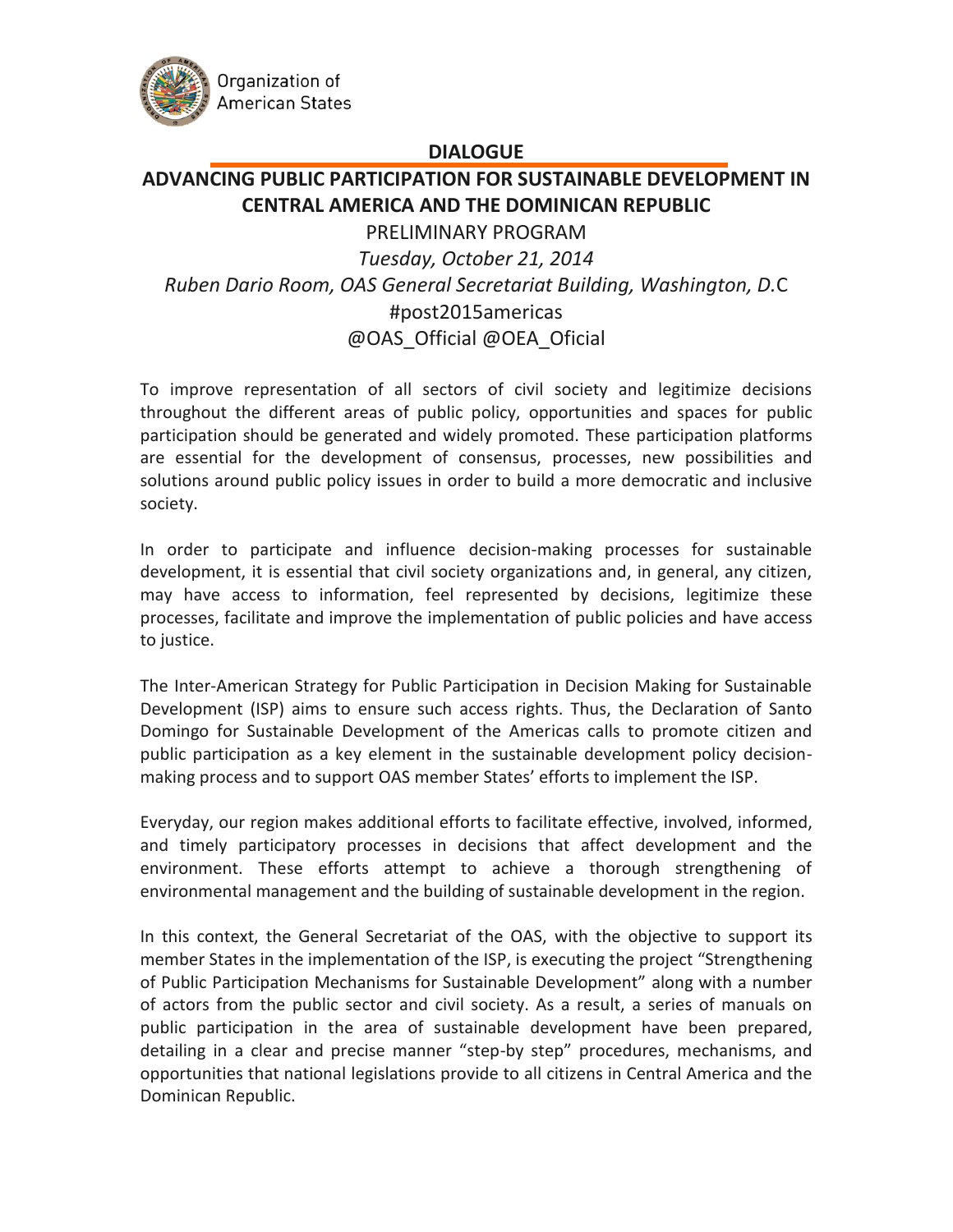Organization of American States

# DIALOGUE

## ADVANCING PUBLIC PARTICIPATION FOR SUSTAINABLE DEVELOPMENT IN CENTRAL AMERICA AND THE DOMINICAN REPUBLIC

PRELIMINARY PROGRAM

*Tuesday, October 21, 2014*

*Ruben Dario Room, OAS General Secretariat Building, Washington, D.*C

#post2015americas

@OAS_Official @OEA_Oficial

To improve representation of all sectors of civil society and legitimize decisions throughout the different areas of public policy, opportunities and spaces for public participation should be generated and widely promoted. These participation platforms are essential for the development of consensus, processes, new possibilities and solutions around public policy issues in order to build a more democratic and inclusive society.

In order to participate and influence decision-making processes for sustainable development, it is essential that civil society organizations and, in general, any citizen, may have access to information, feel represented by decisions, legitimize these processes, facilitate and improve the implementation of public policies and have access to justice.

The Inter-American Strategy for Public Participation in Decision Making for Sustainable Development (ISP) aims to ensure such access rights. Thus, the Declaration of Santo Domingo for Sustainable Development of the Americas calls to promote citizen and public participation as a key element in the sustainable development policy decision-making process and to support OAS member States' efforts to implement the ISP.

Everyday, our region makes additional efforts to facilitate effective, involved, informed, and timely participatory processes in decisions that affect development and the environment. These efforts attempt to achieve a thorough strengthening of environmental management and the building of sustainable development in the region.

In this context, the General Secretariat of the OAS, with the objective to support its member States in the implementation of the ISP, is executing the project "Strengthening of Public Participation Mechanisms for Sustainable Development" along with a number of actors from the public sector and civil society. As a result, a series of manuals on public participation in the area of sustainable development have been prepared, detailing in a clear and precise manner "step-by step" procedures, mechanisms, and opportunities that national legislations provide to all citizens in Central America and the Dominican Republic.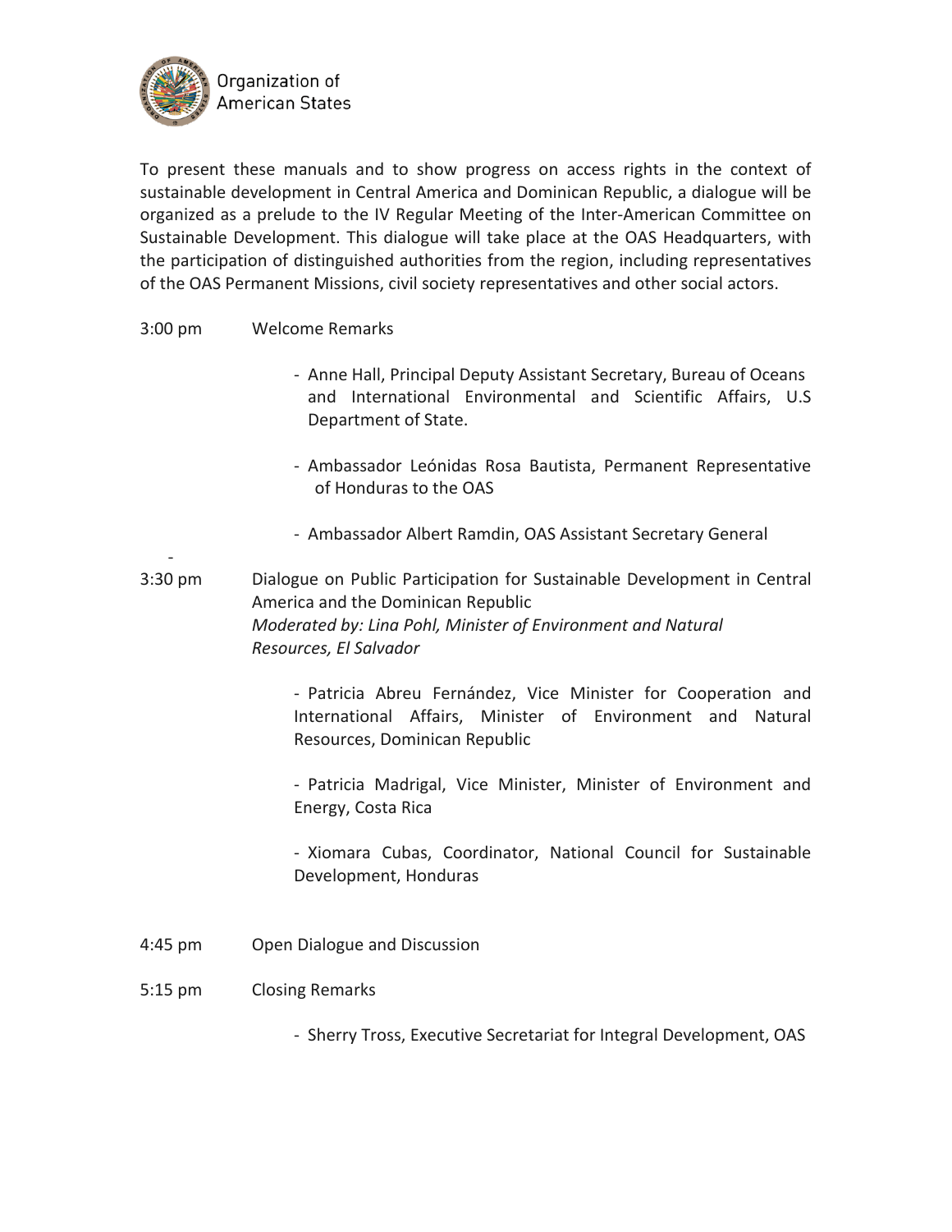To present these manuals and to show progress on access rights in the context of sustainable development in Central America and Dominican Republic, a dialogue will be organized as a prelude to the IV Regular Meeting of the Inter-American Committee on Sustainable Development. This dialogue will take place at the OAS Headquarters, with the participation of distinguished authorities from the region, including representatives of the OAS Permanent Missions, civil society representatives and other social actors.

3:00 pm Welcome Remarks

- Anne Hall, Principal Deputy Assistant Secretary, Bureau of Oceans and International Environmental and Scientific Affairs, U.S Department of State.
- Ambassador Leónidas Rosa Bautista, Permanent Representative of Honduras to the OAS
- Ambassador Albert Ramdin, OAS Assistant Secretary General

3:30 pm Dialogue on Public Participation for Sustainable Development in Central America and the Dominican Republic

*Moderated by: Lina Pohl, Minister of Environment and Natural Resources, El Salvador*

- Patricia Abreu Fernández, Vice Minister for Cooperation and International Affairs, Minister of Environment and Natural Resources, Dominican Republic
- Patricia Madrigal, Vice Minister, Minister of Environment and Energy, Costa Rica
- Xiomara Cubas, Coordinator, National Council for Sustainable Development, Honduras

4:45 pm Open Dialogue and Discussion

5:15 pm Closing Remarks

- Sherry Tross, Executive Secretariat for Integral Development, OAS